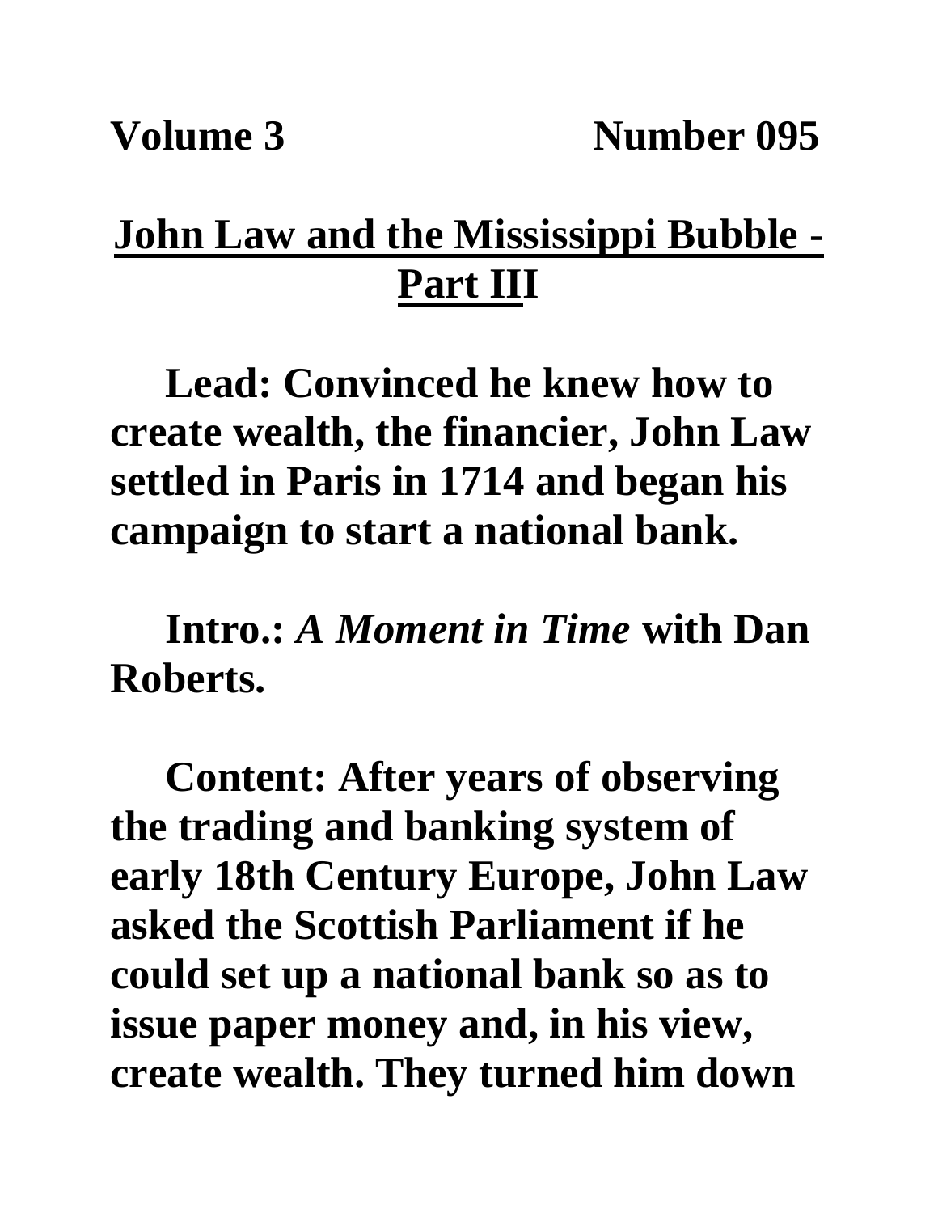**Volume 3 Number 095**

# John Law and the Mississippi Bubble - Part III

**Lead: Convinced he knew how to create wealth, the financier, John Law settled in Paris in 1714 and began his campaign to start a national bank.**

**Intro.: *A Moment in Time* with Dan Roberts.**

**Content: After years of observing the trading and banking system of early 18th Century Europe, John Law asked the Scottish Parliament if he could set up a national bank so as to issue paper money and, in his view, create wealth. They turned him down**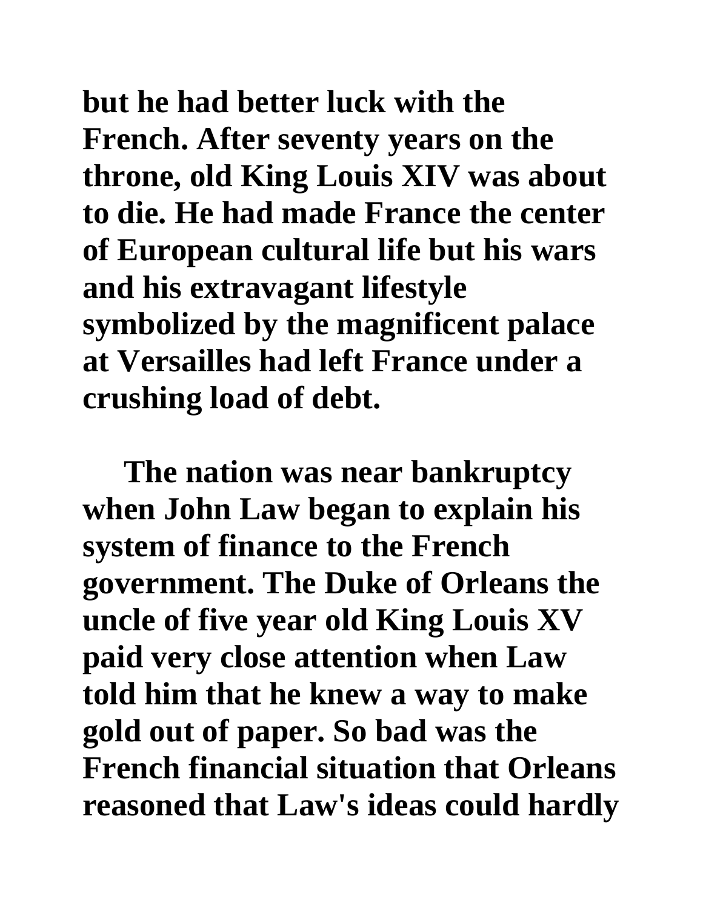**but he had better luck with the French. After seventy years on the throne, old King Louis XIV was about to die. He had made France the center of European cultural life but his wars and his extravagant lifestyle symbolized by the magnificent palace at Versailles had left France under a crushing load of debt.**

**The nation was near bankruptcy when John Law began to explain his system of finance to the French government. The Duke of Orleans the uncle of five year old King Louis XV paid very close attention when Law told him that he knew a way to make gold out of paper. So bad was the French financial situation that Orleans reasoned that Law's ideas could hardly**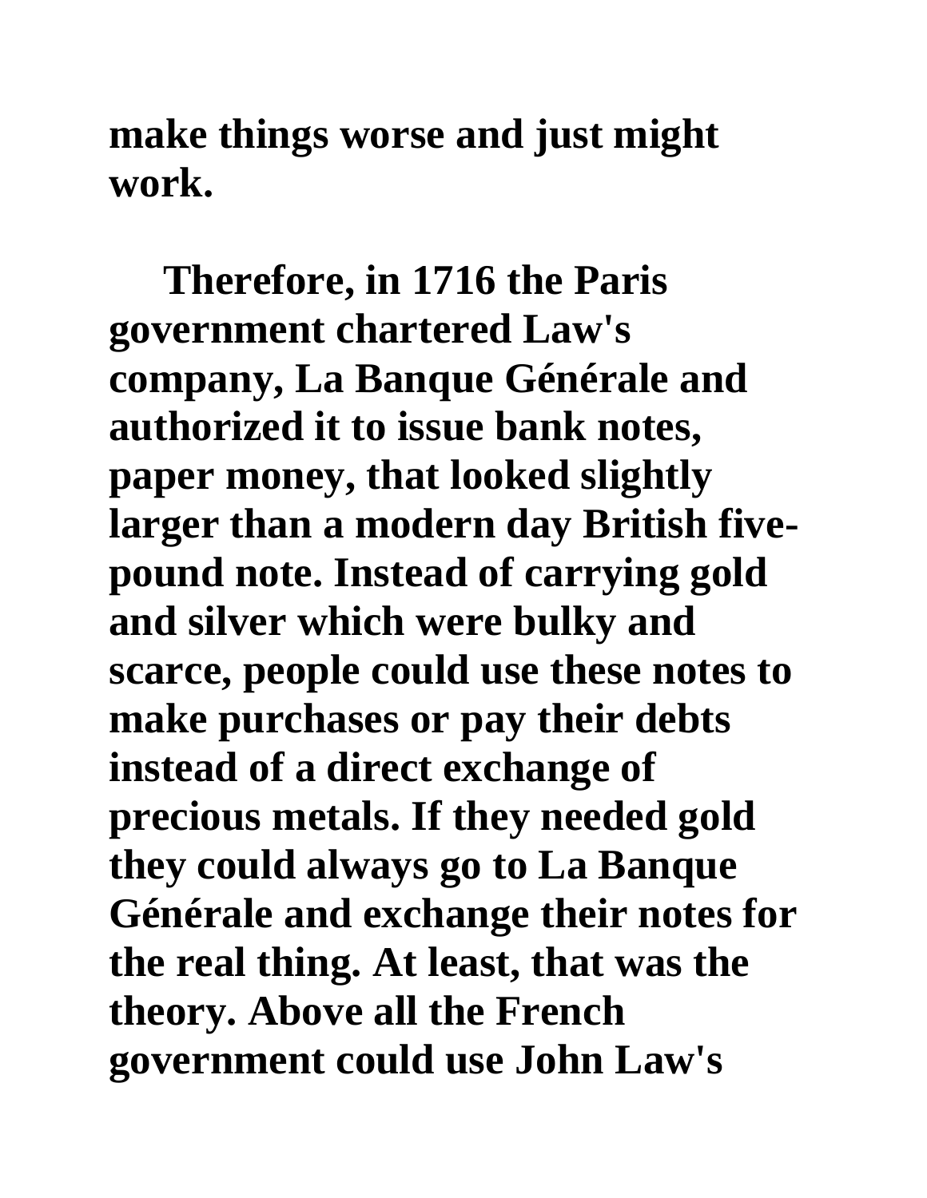make things worse and just might work.

Therefore, in 1716 the Paris government chartered Law's company, La Banque Générale and authorized it to issue bank notes, paper money, that looked slightly larger than a modern day British five-pound note. Instead of carrying gold and silver which were bulky and scarce, people could use these notes to make purchases or pay their debts instead of a direct exchange of precious metals. If they needed gold they could always go to La Banque Générale and exchange their notes for the real thing. At least, that was the theory. Above all the French government could use John Law's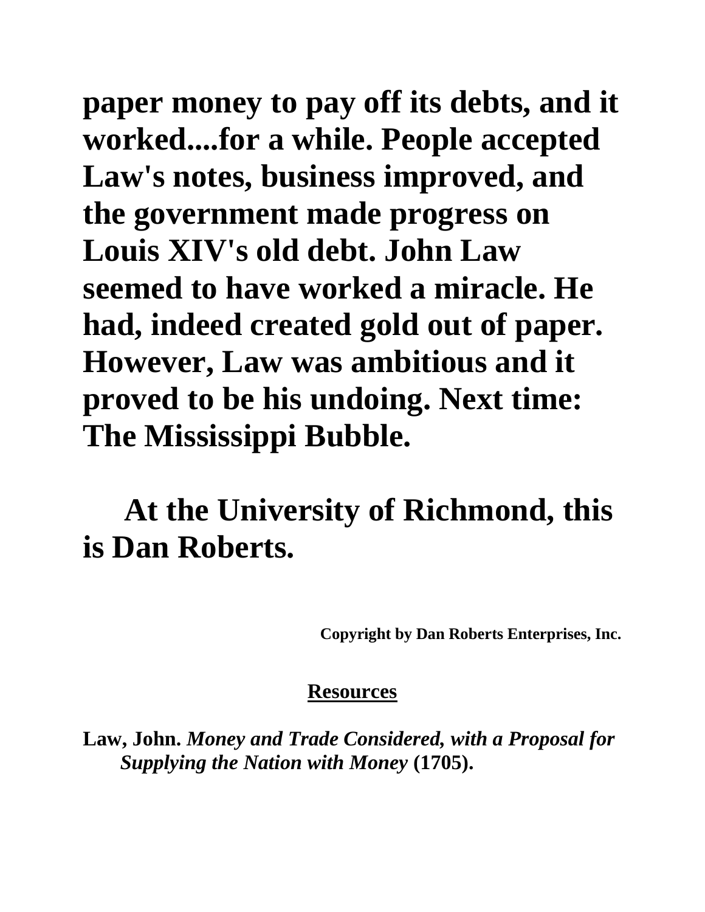**paper money to pay off its debts, and it worked....for a while. People accepted Law's notes, business improved, and the government made progress on Louis XIV's old debt. John Law seemed to have worked a miracle. He had, indeed created gold out of paper. However, Law was ambitious and it proved to be his undoing. Next time: The Mississippi Bubble.**

**At the University of Richmond, this is Dan Roberts.**

**Copyright by Dan Roberts Enterprises, Inc.**

## Resources

**Law, John.** ***Money and Trade Considered, with a Proposal for Supplying the Nation with Money*** **(1705).**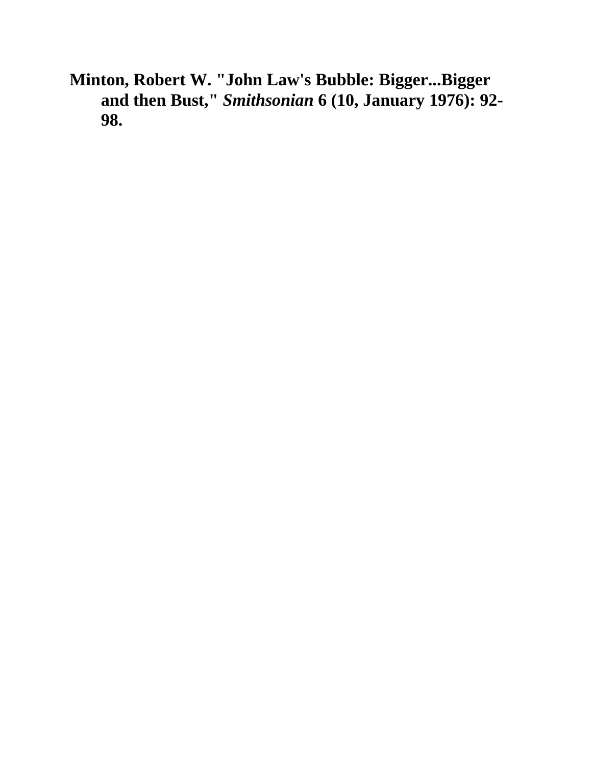**Minton, Robert W. "John Law's Bubble: Bigger...Bigger and then Bust,"** ***Smithsonian*** **6 (10, January 1976): 92-98.**